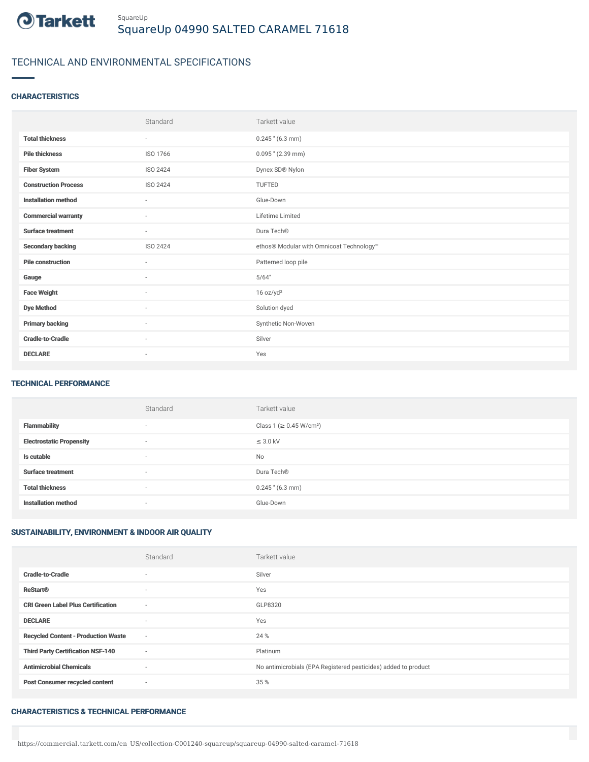SquareUp

# SquareUp 04990 SALTED CARAMEL 71618

## TECHNICAL AND ENVIRONMENTAL SPECIFICATIONS

### CHARACTERISTICS

| | Standard | Tarkett value |
|---|---|---|
| **Total thickness** | - | 0.245 " (6.3 mm) |
| **Pile thickness** | ISO 1766 | 0.095 " (2.39 mm) |
| **Fiber System** | ISO 2424 | Dynex SD® Nylon |
| **Construction Process** | ISO 2424 | TUFTED |
| **Installation method** | - | Glue-Down |
| **Commercial warranty** | - | Lifetime Limited |
| **Surface treatment** | - | Dura Tech® |
| **Secondary backing** | ISO 2424 | ethos® Modular with Omnicoat Technology™ |
| **Pile construction** | - | Patterned loop pile |
| **Gauge** | - | 5/64" |
| **Face Weight** | - | 16 oz/yd² |
| **Dye Method** | - | Solution dyed |
| **Primary backing** | - | Synthetic Non-Woven |
| **Cradle-to-Cradle** | - | Silver |
| **DECLARE** | - | Yes |

### TECHNICAL PERFORMANCE

| | Standard | Tarkett value |
|---|---|---|
| **Flammability** | - | Class 1 (≥ 0.45 W/cm²) |
| **Electrostatic Propensity** | - | ≤ 3.0 kV |
| **Is cutable** | - | No |
| **Surface treatment** | - | Dura Tech® |
| **Total thickness** | - | 0.245 " (6.3 mm) |
| **Installation method** | - | Glue-Down |

### SUSTAINABILITY, ENVIRONMENT & INDOOR AIR QUALITY

| | Standard | Tarkett value |
|---|---|---|
| **Cradle-to-Cradle** | - | Silver |
| **ReStart®** | - | Yes |
| **CRI Green Label Plus Certification** | - | GLP8320 |
| **DECLARE** | - | Yes |
| **Recycled Content - Production Waste** | - | 24 % |
| **Third Party Certification NSF-140** | - | Platinum |
| **Antimicrobial Chemicals** | - | No antimicrobials (EPA Registered pesticides) added to product |
| **Post Consumer recycled content** | - | 35 % |

### CHARACTERISTICS & TECHNICAL PERFORMANCE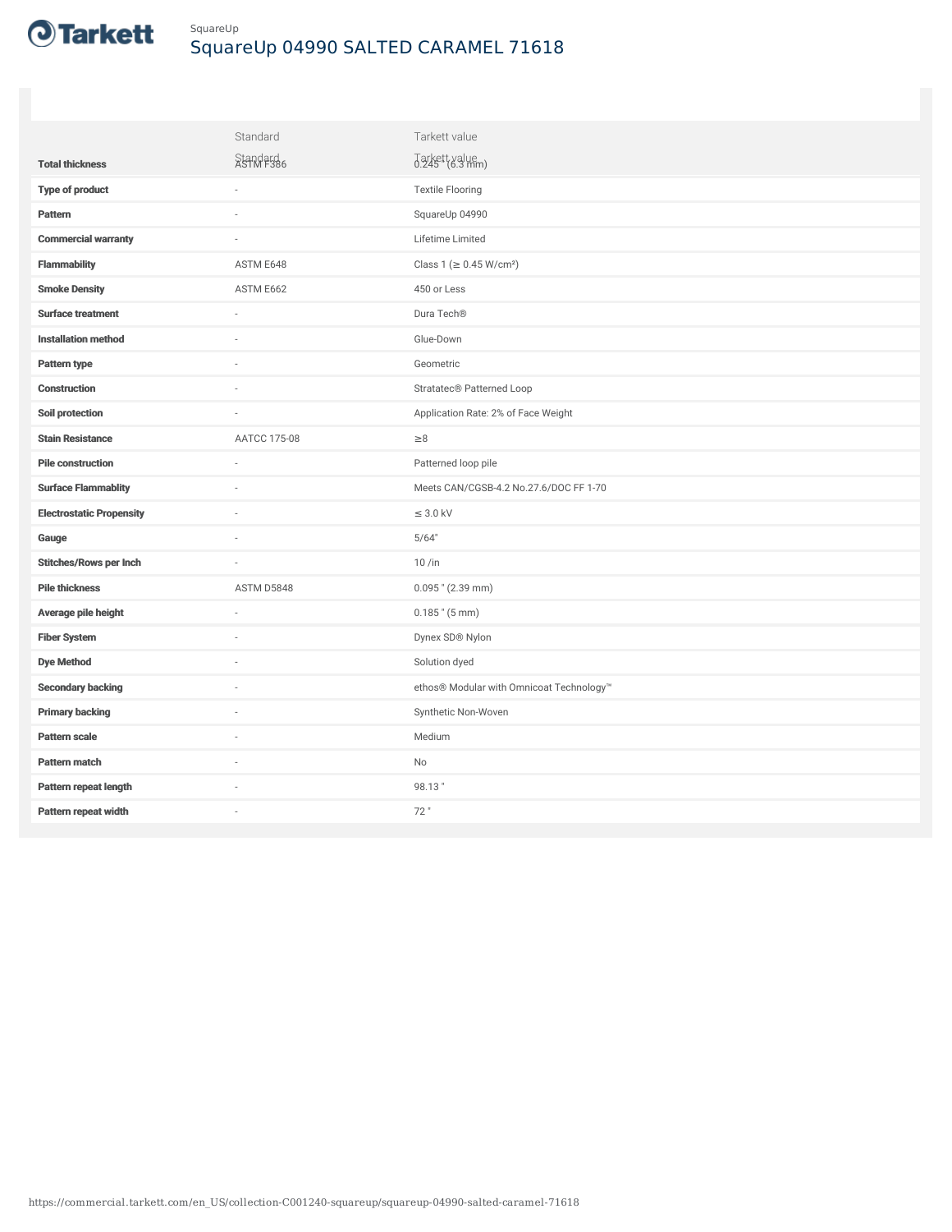SquareUp

# SquareUp 04990 SALTED CARAMEL 71618

| | Standard | Tarkett value |
|---|---|---|
| **Total thickness** | ASTM F386 | 0.245 " (6.3 mm) |
| **Type of product** | - | Textile Flooring |
| **Pattern** | - | SquareUp 04990 |
| **Commercial warranty** | - | Lifetime Limited |
| **Flammability** | ASTM E648 | Class 1 (≥ 0.45 W/cm²) |
| **Smoke Density** | ASTM E662 | 450 or Less |
| **Surface treatment** | - | Dura Tech® |
| **Installation method** | - | Glue-Down |
| **Pattern type** | - | Geometric |
| **Construction** | - | Stratatec® Patterned Loop |
| **Soil protection** | - | Application Rate: 2% of Face Weight |
| **Stain Resistance** | AATCC 175-08 | ≥8 |
| **Pile construction** | - | Patterned loop pile |
| **Surface Flammablity** | - | Meets CAN/CGSB-4.2 No.27.6/DOC FF 1-70 |
| **Electrostatic Propensity** | - | ≤ 3.0 kV |
| **Gauge** | - | 5/64" |
| **Stitches/Rows per Inch** | - | 10 /in |
| **Pile thickness** | ASTM D5848 | 0.095 " (2.39 mm) |
| **Average pile height** | - | 0.185 " (5 mm) |
| **Fiber System** | - | Dynex SD® Nylon |
| **Dye Method** | - | Solution dyed |
| **Secondary backing** | - | ethos® Modular with Omnicoat Technology™ |
| **Primary backing** | - | Synthetic Non-Woven |
| **Pattern scale** | - | Medium |
| **Pattern match** | - | No |
| **Pattern repeat length** | - | 98.13 " |
| **Pattern repeat width** | - | 72 " |

https://commercial.tarkett.com/en_US/collection-C001240-squareup/squareup-04990-salted-caramel-71618